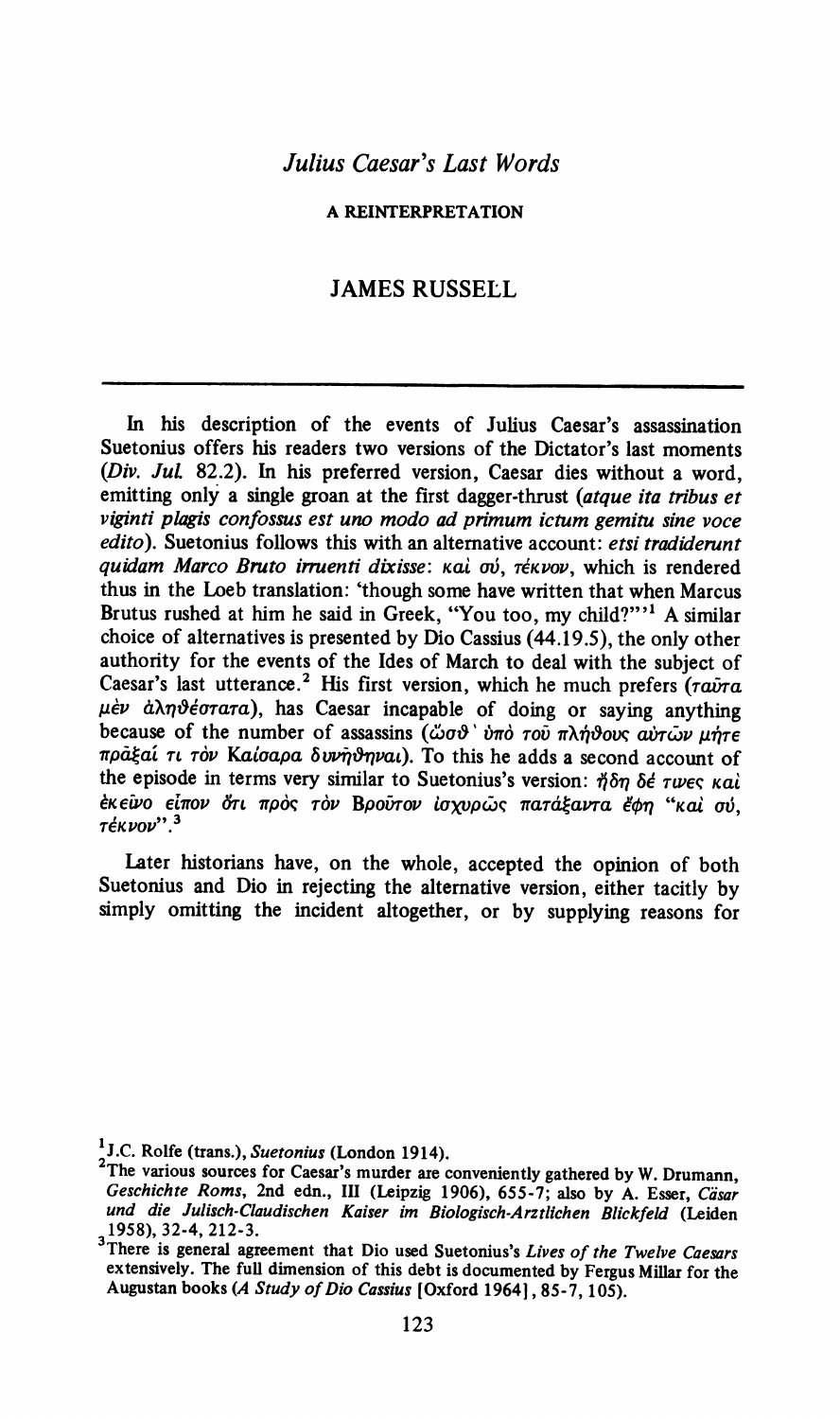# *Julius Caesar's Last Words*

### A REINTERPRETATION

## JAMES RUSSELL

---

In his description of the events of Julius Caesar's assassination Suetonius offers his readers two versions of the Dictator's last moments (*Div. Jul.* 82.2). In his preferred version, Caesar dies without a word, emitting only a single groan at the first dagger-thrust (*atque ita tribus et viginti plagis confossus est uno modo ad primum ictum gemitu sine voce edito*). Suetonius follows this with an alternative account: *etsi tradiderunt quidam Marco Bruto irruenti dixisse*: καὶ σύ, τέκνον, which is rendered thus in the Loeb translation: 'though some have written that when Marcus Brutus rushed at him he said in Greek, "You too, my child?"'[1] A similar choice of alternatives is presented by Dio Cassius (44.19.5), the only other authority for the events of the Ides of March to deal with the subject of Caesar's last utterance.[2] His first version, which he much prefers (ταῦτα μὲν ἀληθέστατα), has Caesar incapable of doing or saying anything because of the number of assassins (ὥσθ᾽ ὑπὸ τοῦ πλήθους αὐτῶν μήτε πρᾶξαί τι τὸν Καίσαρα δυνηθῆναι). To this he adds a second account of the episode in terms very similar to Suetonius's version: ἤδη δέ τινες καὶ ἐκεῖνο εἶπον ὅτι πρὸς τὸν Βροῦτον ἰσχυρῶς πατάξαντα ἔφη "καὶ σύ, τέκνον".[3]

Later historians have, on the whole, accepted the opinion of both Suetonius and Dio in rejecting the alternative version, either tacitly by simply omitting the incident altogether, or by supplying reasons for

---

[1] J.C. Rolfe (trans.), *Suetonius* (London 1914).

[2] The various sources for Caesar's murder are conveniently gathered by W. Drumann, *Geschichte Roms*, 2nd edn., III (Leipzig 1906), 655-7; also by A. Esser, *Cäsar und die Julisch-Claudischen Kaiser im Biologisch-Arztlichen Blickfeld* (Leiden 1958), 32-4, 212-3.

[3] There is general agreement that Dio used Suetonius's *Lives of the Twelve Caesars* extensively. The full dimension of this debt is documented by Fergus Millar for the Augustan books (*A Study of Dio Cassius* [Oxford 1964], 85-7, 105).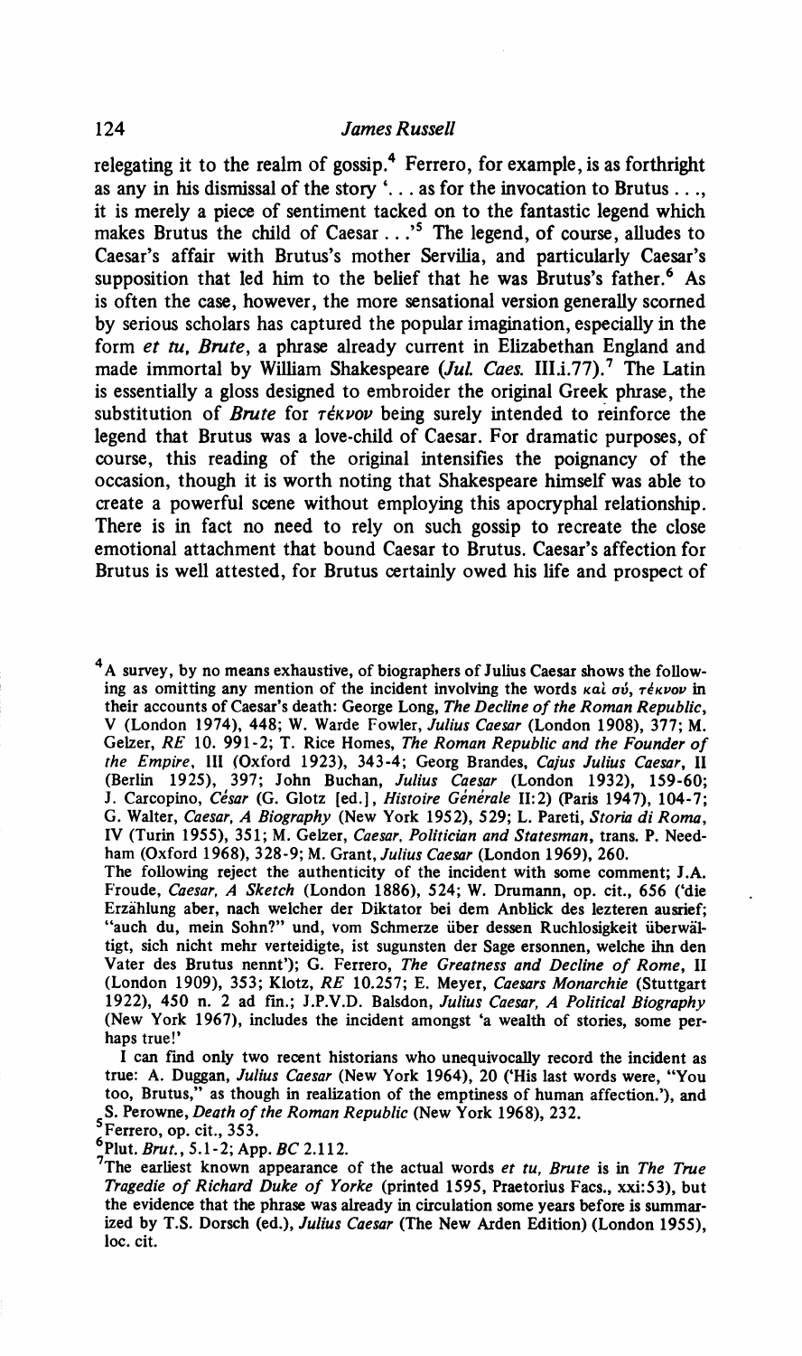relegating it to the realm of gossip.[4] Ferrero, for example, is as forthright as any in his dismissal of the story '... as for the invocation to Brutus ..., it is merely a piece of sentiment tacked on to the fantastic legend which makes Brutus the child of Caesar ...'[5] The legend, of course, alludes to Caesar's affair with Brutus's mother Servilia, and particularly Caesar's supposition that led him to the belief that he was Brutus's father.[6] As is often the case, however, the more sensational version generally scorned by serious scholars has captured the popular imagination, especially in the form *et tu, Brute*, a phrase already current in Elizabethan England and made immortal by William Shakespeare (*Jul. Caes.* III.i.77).[7] The Latin is essentially a gloss designed to embroider the original Greek phrase, the substitution of *Brute* for *τέκνον* being surely intended to reinforce the legend that Brutus was a love-child of Caesar. For dramatic purposes, of course, this reading of the original intensifies the poignancy of the occasion, though it is worth noting that Shakespeare himself was able to create a powerful scene without employing this apocryphal relationship. There is in fact no need to rely on such gossip to recreate the close emotional attachment that bound Caesar to Brutus. Caesar's affection for Brutus is well attested, for Brutus certainly owed his life and prospect of

---

[4] A survey, by no means exhaustive, of biographers of Julius Caesar shows the following as omitting any mention of the incident involving the words *καὶ σύ, τέκνον* in their accounts of Caesar's death: George Long, *The Decline of the Roman Republic*, V (London 1974), 448; W. Warde Fowler, *Julius Caesar* (London 1908), 377; M. Gelzer, *RE* 10. 991-2; T. Rice Homes, *The Roman Republic and the Founder of the Empire*, III (Oxford 1923), 343-4; Georg Brandes, *Cajus Julius Caesar*, II (Berlin 1925), 397; John Buchan, *Julius Caesar* (London 1932), 159-60; J. Carcopino, *César* (G. Glotz [ed.], *Histoire Générale* II:2) (Paris 1947), 104-7; G. Walter, *Caesar, A Biography* (New York 1952), 529; L. Pareti, *Storia di Roma*, IV (Turin 1955), 351; M. Gelzer, *Caesar, Politician and Statesman*, trans. P. Needham (Oxford 1968), 328-9; M. Grant, *Julius Caesar* (London 1969), 260.

The following reject the authenticity of the incident with some comment; J.A. Froude, *Caesar, A Sketch* (London 1886), 524; W. Drumann, op. cit., 656 ('die Erzählung aber, nach welcher der Diktator bei dem Anblick des lezteren ausrief; "auch du, mein Sohn?" und, vom Schmerze über dessen Ruchlosigkeit überwältigt, sich nicht mehr verteidigte, ist sugunsten der Sage ersonnen, welche ihn den Vater des Brutus nennt'); G. Ferrero, *The Greatness and Decline of Rome*, II (London 1909), 353; Klotz, *RE* 10.257; E. Meyer, *Caesars Monarchie* (Stuttgart 1922), 450 n. 2 ad fin.; J.P.V.D. Balsdon, *Julius Caesar, A Political Biography* (New York 1967), includes the incident amongst 'a wealth of stories, some perhaps true!'

I can find only two recent historians who unequivocally record the incident as true: A. Duggan, *Julius Caesar* (New York 1964), 20 ('His last words were, "You too, Brutus," as though in realization of the emptiness of human affection.'), and S. Perowne, *Death of the Roman Republic* (New York 1968), 232.

[5] Ferrero, op. cit., 353.

[6] Plut. *Brut.*, 5.1-2; App. *BC* 2.112.

[7] The earliest known appearance of the actual words *et tu, Brute* is in *The True Tragedie of Richard Duke of Yorke* (printed 1595, Praetorius Facs., xxi:53), but the evidence that the phrase was already in circulation some years before is summarized by T.S. Dorsch (ed.), *Julius Caesar* (The New Arden Edition) (London 1955), loc. cit.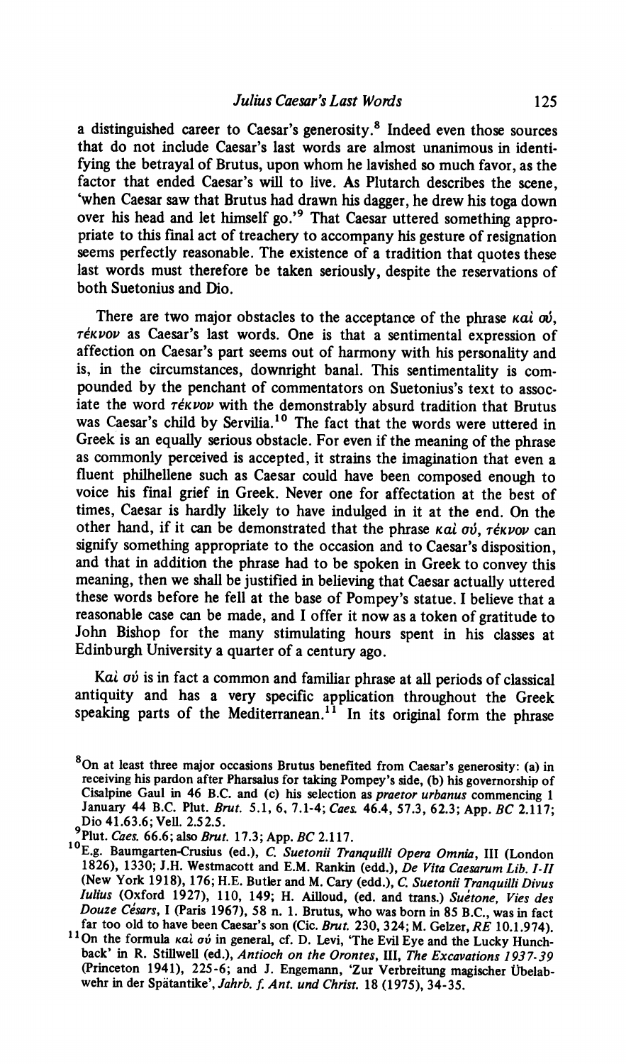a distinguished career to Caesar's generosity.[8] Indeed even those sources that do not include Caesar's last words are almost unanimous in identifying the betrayal of Brutus, upon whom he lavished so much favor, as the factor that ended Caesar's will to live. As Plutarch describes the scene, 'when Caesar saw that Brutus had drawn his dagger, he drew his toga down over his head and let himself go.'[9] That Caesar uttered something appropriate to this final act of treachery to accompany his gesture of resignation seems perfectly reasonable. The existence of a tradition that quotes these last words must therefore be taken seriously, despite the reservations of both Suetonius and Dio.

There are two major obstacles to the acceptance of the phrase *καὶ σύ, τέκνον* as Caesar's last words. One is that a sentimental expression of affection on Caesar's part seems out of harmony with his personality and is, in the circumstances, downright banal. This sentimentality is compounded by the penchant of commentators on Suetonius's text to associate the word *τέκνον* with the demonstrably absurd tradition that Brutus was Caesar's child by Servilia.[10] The fact that the words were uttered in Greek is an equally serious obstacle. For even if the meaning of the phrase as commonly perceived is accepted, it strains the imagination that even a fluent philhellene such as Caesar could have been composed enough to voice his final grief in Greek. Never one for affectation at the best of times, Caesar is hardly likely to have indulged in it at the end. On the other hand, if it can be demonstrated that the phrase *καὶ σύ, τέκνον* can signify something appropriate to the occasion and to Caesar's disposition, and that in addition the phrase had to be spoken in Greek to convey this meaning, then we shall be justified in believing that Caesar actually uttered these words before he fell at the base of Pompey's statue. I believe that a reasonable case can be made, and I offer it now as a token of gratitude to John Bishop for the many stimulating hours spent in his classes at Edinburgh University a quarter of a century ago.

*Καὶ σύ* is in fact a common and familiar phrase at all periods of classical antiquity and has a very specific application throughout the Greek speaking parts of the Mediterranean.[11] In its original form the phrase

---

[8] On at least three major occasions Brutus benefited from Caesar's generosity: (a) in receiving his pardon after Pharsalus for taking Pompey's side, (b) his governorship of Cisalpine Gaul in 46 B.C. and (c) his selection as *praetor urbanus* commencing 1 January 44 B.C. Plut. *Brut.* 5.1, 6, 7.1-4; *Caes.* 46.4, 57.3, 62.3; App. *BC* 2.117; Dio 41.63.6; Vell. 2.52.5.

[9] Plut. *Caes.* 66.6; also *Brut.* 17.3; App. *BC* 2.117.

[10] E.g. Baumgarten-Crusius (ed.), *C. Suetonii Tranquilli Opera Omnia*, III (London 1826), 1330; J.H. Westmacott and E.M. Rankin (edd.), *De Vita Caesarum Lib. I-II* (New York 1918), 176; H.E. Butler and M. Cary (edd.), *C. Suetonii Tranquilli Divus Iulius* (Oxford 1927), 110, 149; H. Ailloud, (ed. and trans.) *Suétone, Vies des Douze Césars*, I (Paris 1967), 58 n. 1. Brutus, who was born in 85 B.C., was in fact far too old to have been Caesar's son (Cic. *Brut.* 230, 324; M. Gelzer, *RE* 10.1.974).

[11] On the formula *καὶ σύ* in general, cf. D. Levi, 'The Evil Eye and the Lucky Hunchback' in R. Stillwell (ed.), *Antioch on the Orontes*, III, *The Excavations 1937-39* (Princeton 1941), 225-6; and J. Engemann, 'Zur Verbreitung magischer Übelabwehr in der Spätantike', *Jahrb. f. Ant. und Christ.* 18 (1975), 34-35.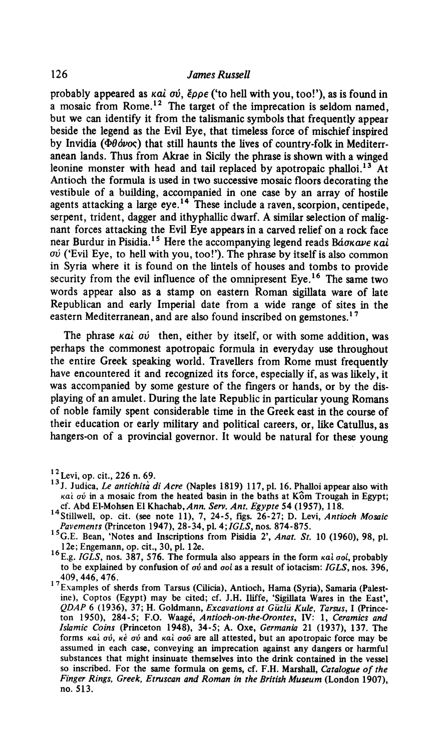probably appeared as καὶ σύ, ἔρρε ('to hell with you, too!'), as is found in a mosaic from Rome.[12] The target of the imprecation is seldom named, but we can identify it from the talismanic symbols that frequently appear beside the legend as the Evil Eye, that timeless force of mischief inspired by Invidia (Φθόνος) that still haunts the lives of country-folk in Mediterranean lands. Thus from Akrae in Sicily the phrase is shown with a winged leonine monster with head and tail replaced by apotropaic phalloi.[13] At Antioch the formula is used in two successive mosaic floors decorating the vestibule of a building, accompanied in one case by an array of hostile agents attacking a large eye.[14] These include a raven, scorpion, centipede, serpent, trident, dagger and ithyphallic dwarf. A similar selection of malignant forces attacking the Evil Eye appears in a carved relief on a rock face near Burdur in Pisidia.[15] Here the accompanying legend reads Βάσκανε καὶ σύ ('Evil Eye, to hell with you, too!'). The phrase by itself is also common in Syria where it is found on the lintels of houses and tombs to provide security from the evil influence of the omnipresent Eye.[16] The same two words appear also as a stamp on eastern Roman sigillata ware of late Republican and early Imperial date from a wide range of sites in the eastern Mediterranean, and are also found inscribed on gemstones.[17]

The phrase καὶ σύ then, either by itself, or with some addition, was perhaps the commonest apotropaic formula in everyday use throughout the entire Greek speaking world. Travellers from Rome must frequently have encountered it and recognized its force, especially if, as was likely, it was accompanied by some gesture of the fingers or hands, or by the displaying of an amulet. During the late Republic in particular young Romans of noble family spent considerable time in the Greek east in the course of their education or early military and political careers, or, like Catullus, as hangers-on of a provincial governor. It would be natural for these young

---

[12] Levi, op. cit., 226 n. 69.

[13] J. Judica, *Le antichità di Acre* (Naples 1819) 117, pl. 16. Phalloi appear also with καὶ σύ in a mosaic from the heated basin in the baths at Kôm Trougah in Egypt; cf. Abd El-Mohsen El Khachab, *Ann. Serv. Ant. Egypte* 54 (1957), 118.

[14] Stillwell, op. cit. (see note 11), 7, 24-5, figs. 26-27; D. Levi, *Antioch Mosaic Pavements* (Princeton 1947), 28-34, pl. 4; *IGLS*, nos. 874-875.

[15] G.E. Bean, 'Notes and Inscriptions from Pisidia 2', *Anat. St.* 10 (1960), 98, pl. 12e; Engemann, op. cit., 30, pl. 12e.

[16] E.g. *IGLS*, nos. 387, 576. The formula also appears in the form καὶ σοί, probably to be explained by confusion of σύ and σοί as a result of iotacism: *IGLS*, nos. 396, 409, 446, 476.

[17] Examples of sherds from Tarsus (Cilicia), Antioch, Hama (Syria), Samaria (Palestine), Coptos (Egypt) may be cited; cf. J.H. Iliffe, 'Sigillata Wares in the East', *QDAP* 6 (1936), 37; H. Goldmann, *Excavations at Güzlü Kule, Tarsus*, I (Princeton 1950), 284-5; F.O. Waagé, *Antioch-on-the-Orontes*, IV: 1, *Ceramics and Islamic Coins* (Princeton 1948), 34-5; A. Oxe, *Germania* 21 (1937), 137. The forms καὶ σύ, κὲ σύ and καὶ σοῦ are all attested, but an apotropaic force may be assumed in each case, conveying an imprecation against any dangers or harmful substances that might insinuate themselves into the drink contained in the vessel so inscribed. For the same formula on gems, cf. F.H. Marshall, *Catalogue of the Finger Rings, Greek, Etruscan and Roman in the British Museum* (London 1907), no. 513.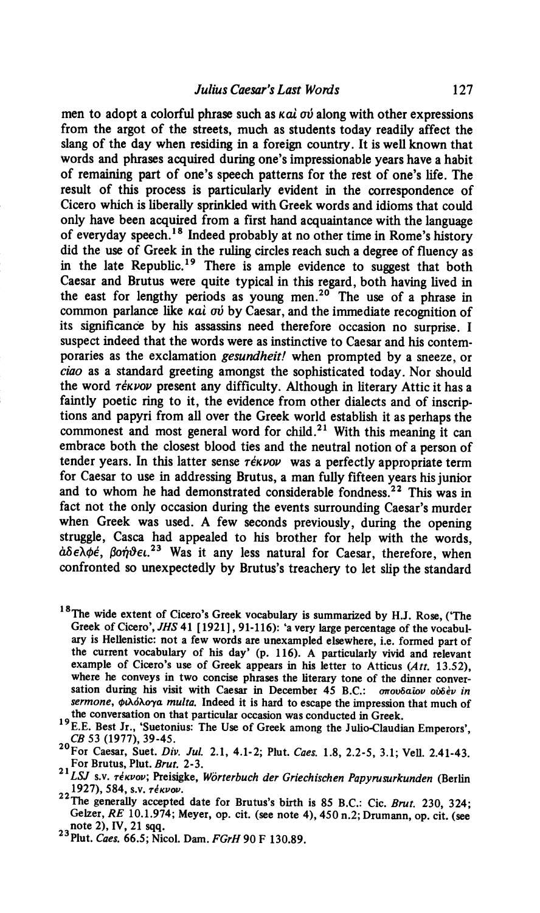men to adopt a colorful phrase such as καὶ σύ along with other expressions from the argot of the streets, much as students today readily affect the slang of the day when residing in a foreign country. It is well known that words and phrases acquired during one's impressionable years have a habit of remaining part of one's speech patterns for the rest of one's life. The result of this process is particularly evident in the correspondence of Cicero which is liberally sprinkled with Greek words and idioms that could only have been acquired from a first hand acquaintance with the language of everyday speech.[18] Indeed probably at no other time in Rome's history did the use of Greek in the ruling circles reach such a degree of fluency as in the late Republic.[19] There is ample evidence to suggest that both Caesar and Brutus were quite typical in this regard, both having lived in the east for lengthy periods as young men.[20] The use of a phrase in common parlance like καὶ σύ by Caesar, and the immediate recognition of its significance by his assassins need therefore occasion no surprise. I suspect indeed that the words were as instinctive to Caesar and his contemporaries as the exclamation *gesundheit!* when prompted by a sneeze, or *ciao* as a standard greeting amongst the sophisticated today. Nor should the word τέκνον present any difficulty. Although in literary Attic it has a faintly poetic ring to it, the evidence from other dialects and of inscriptions and papyri from all over the Greek world establish it as perhaps the commonest and most general word for child.[21] With this meaning it can embrace both the closest blood ties and the neutral notion of a person of tender years. In this latter sense τέκνον was a perfectly appropriate term for Caesar to use in addressing Brutus, a man fully fifteen years his junior and to whom he had demonstrated considerable fondness.[22] This was in fact not the only occasion during the events surrounding Caesar's murder when Greek was used. A few seconds previously, during the opening struggle, Casca had appealed to his brother for help with the words, ἀδελφέ, βοήθει.[23] Was it any less natural for Caesar, therefore, when confronted so unexpectedly by Brutus's treachery to let slip the standard

---

[18] The wide extent of Cicero's Greek vocabulary is summarized by H.J. Rose, ('The Greek of Cicero', *JHS* 41 [1921], 91-116): 'a very large percentage of the vocabulary is Hellenistic: not a few words are unexampled elsewhere, i.e. formed part of the current vocabulary of his day' (p. 116). A particularly vivid and relevant example of Cicero's use of Greek appears in his letter to Atticus (*Att.* 13.52), where he conveys in two concise phrases the literary tone of the dinner conversation during his visit with Caesar in December 45 B.C.: σπουδαῖον οὐδὲν *in sermone*, φιλόλογα *multa*. Indeed it is hard to escape the impression that much of the conversation on that particular occasion was conducted in Greek.

[19] E.E. Best Jr., 'Suetonius: The Use of Greek among the Julio-Claudian Emperors', *CB* 53 (1977), 39-45.

[20] For Caesar, Suet. *Div. Jul.* 2.1, 4.1-2; Plut. *Caes.* 1.8, 2.2-5, 3.1; Vell. 2.41-43. For Brutus, Plut. *Brut.* 2-3.

[21] *LSJ* s.v. τέκνον; Preisigke, *Wörterbuch der Griechischen Papyrusurkunden* (Berlin 1927), 584, s.v. τέκνον.

[22] The generally accepted date for Brutus's birth is 85 B.C.: Cic. *Brut.* 230, 324; Gelzer, *RE* 10.1.974; Meyer, op. cit. (see note 4), 450 n.2; Drumann, op. cit. (see note 2), IV, 21 sqq.

[23] Plut. *Caes.* 66.5; Nicol. Dam. *FGrH* 90 F 130.89.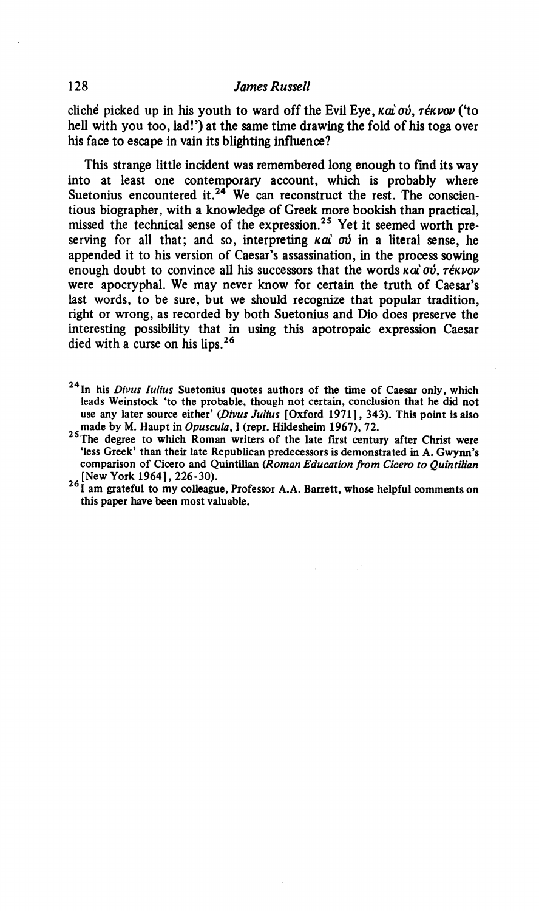cliché picked up in his youth to ward off the Evil Eye, καὶ σύ, τέκνον ('to hell with you too, lad!') at the same time drawing the fold of his toga over his face to escape in vain its blighting influence?

This strange little incident was remembered long enough to find its way into at least one contemporary account, which is probably where Suetonius encountered it.[24] We can reconstruct the rest. The conscientious biographer, with a knowledge of Greek more bookish than practical, missed the technical sense of the expression.[25] Yet it seemed worth preserving for all that; and so, interpreting καὶ σύ in a literal sense, he appended it to his version of Caesar's assassination, in the process sowing enough doubt to convince all his successors that the words καὶ σύ, τέκνον were apocryphal. We may never know for certain the truth of Caesar's last words, to be sure, but we should recognize that popular tradition, right or wrong, as recorded by both Suetonius and Dio does preserve the interesting possibility that in using this apotropaic expression Caesar died with a curse on his lips.[26]

[24] In his *Divus Iulius* Suetonius quotes authors of the time of Caesar only, which leads Weinstock 'to the probable, though not certain, conclusion that he did not use any later source either' (*Divus Julius* [Oxford 1971], 343). This point is also made by M. Haupt in *Opuscula*, I (repr. Hildesheim 1967), 72.

[25] The degree to which Roman writers of the late first century after Christ were 'less Greek' than their late Republican predecessors is demonstrated in A. Gwynn's comparison of Cicero and Quintilian (*Roman Education from Cicero to Quintilian* [New York 1964], 226-30).

[26] I am grateful to my colleague, Professor A.A. Barrett, whose helpful comments on this paper have been most valuable.